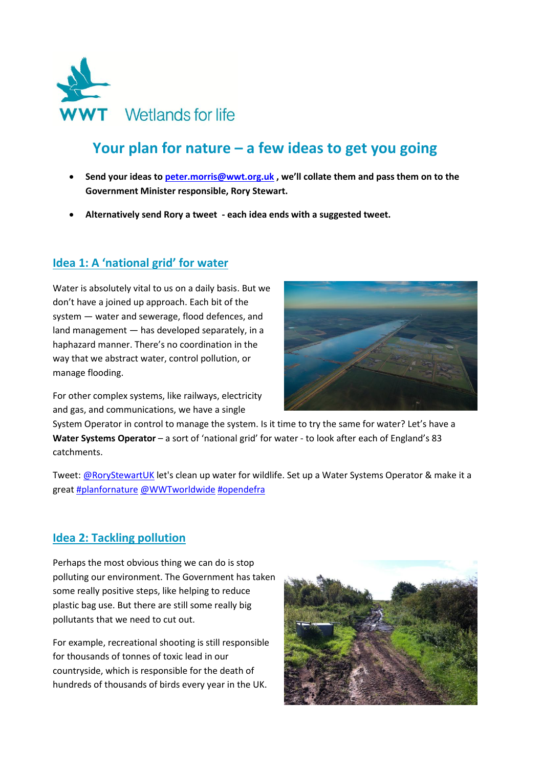WWT Wetlands for life

# Your plan for nature – a few ideas to get you going

- **Send your ideas to [peter.morris@wwt.org.uk](mailto:peter.morris@wwt.org.uk) , we'll collate them and pass them on to the Government Minister responsible, Rory Stewart.**
- **Alternatively send Rory a tweet - each idea ends with a suggested tweet.**

## Idea 1: A 'national grid' for water

Water is absolutely vital to us on a daily basis. But we don't have a joined up approach. Each bit of the system — water and sewerage, flood defences, and land management — has developed separately, in a haphazard manner. There's no coordination in the way that we abstract water, control pollution, or manage flooding.

For other complex systems, like railways, electricity and gas, and communications, we have a single System Operator in control to manage the system. Is it time to try the same for water? Let's have a **Water Systems Operator** – a sort of 'national grid' for water - to look after each of England's 83 catchments.

Tweet: @RoryStewartUK let's clean up water for wildlife. Set up a Water Systems Operator & make it a great #planfornature @WWTworldwide #opendefra

## Idea 2: Tackling pollution

Perhaps the most obvious thing we can do is stop polluting our environment. The Government has taken some really positive steps, like helping to reduce plastic bag use. But there are still some really big pollutants that we need to cut out.

For example, recreational shooting is still responsible for thousands of tonnes of toxic lead in our countryside, which is responsible for the death of hundreds of thousands of birds every year in the UK.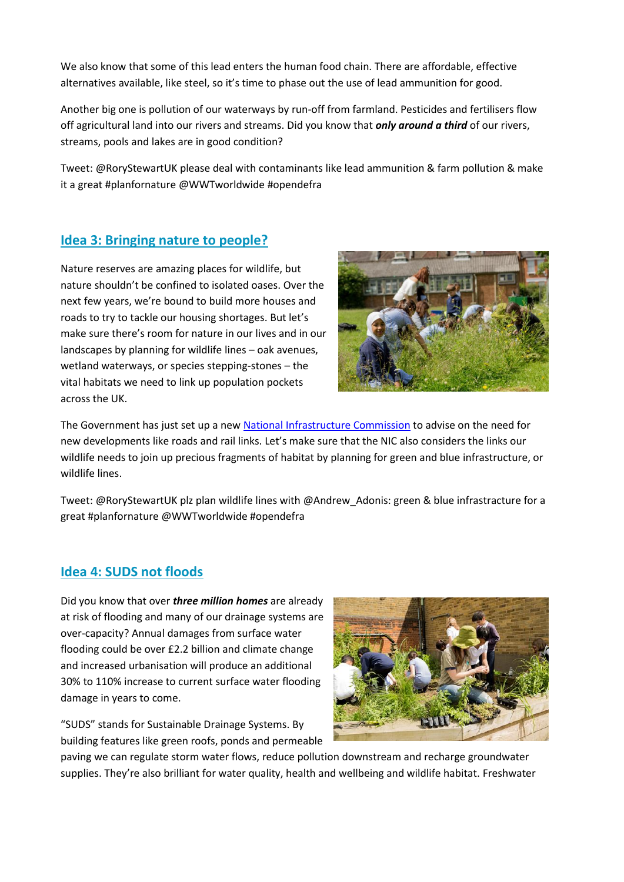We also know that some of this lead enters the human food chain. There are affordable, effective alternatives available, like steel, so it's time to phase out the use of lead ammunition for good.

Another big one is pollution of our waterways by run-off from farmland. Pesticides and fertilisers flow off agricultural land into our rivers and streams. Did you know that ***only around a third*** of our rivers, streams, pools and lakes are in good condition?

Tweet: @RoryStewartUK please deal with contaminants like lead ammunition & farm pollution & make it a great #planfornature @WWTworldwide #opendefra

## Idea 3: Bringing nature to people?

Nature reserves are amazing places for wildlife, but nature shouldn't be confined to isolated oases. Over the next few years, we're bound to build more houses and roads to try to tackle our housing shortages. But let's make sure there's room for nature in our lives and in our landscapes by planning for wildlife lines – oak avenues, wetland waterways, or species stepping-stones – the vital habitats we need to link up population pockets across the UK.

The Government has just set up a new National Infrastructure Commission to advise on the need for new developments like roads and rail links. Let's make sure that the NIC also considers the links our wildlife needs to join up precious fragments of habitat by planning for green and blue infrastructure, or wildlife lines.

Tweet: @RoryStewartUK plz plan wildlife lines with @Andrew_Adonis: green & blue infrastructure for a great #planfornature @WWTworldwide #opendefra

## Idea 4: SUDS not floods

Did you know that over ***three million homes*** are already at risk of flooding and many of our drainage systems are over-capacity? Annual damages from surface water flooding could be over £2.2 billion and climate change and increased urbanisation will produce an additional 30% to 110% increase to current surface water flooding damage in years to come.

"SUDS" stands for Sustainable Drainage Systems. By building features like green roofs, ponds and permeable paving we can regulate storm water flows, reduce pollution downstream and recharge groundwater supplies. They're also brilliant for water quality, health and wellbeing and wildlife habitat. Freshwater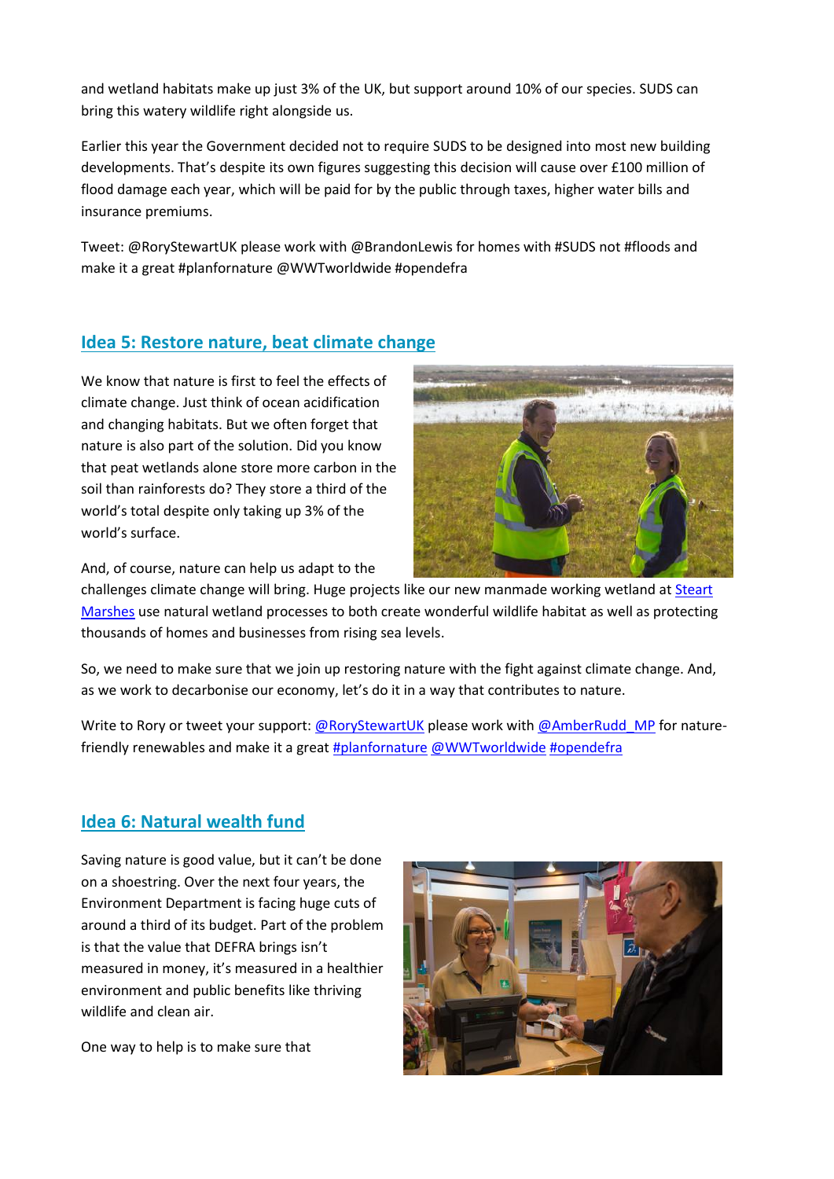and wetland habitats make up just 3% of the UK, but support around 10% of our species. SUDS can bring this watery wildlife right alongside us.

Earlier this year the Government decided not to require SUDS to be designed into most new building developments. That's despite its own figures suggesting this decision will cause over £100 million of flood damage each year, which will be paid for by the public through taxes, higher water bills and insurance premiums.

Tweet: @RoryStewartUK please work with @BrandonLewis for homes with #SUDS not #floods and make it a great #planfornature @WWTworldwide #opendefra

## Idea 5: Restore nature, beat climate change

We know that nature is first to feel the effects of climate change. Just think of ocean acidification and changing habitats. But we often forget that nature is also part of the solution. Did you know that peat wetlands alone store more carbon in the soil than rainforests do? They store a third of the world's total despite only taking up 3% of the world's surface.

And, of course, nature can help us adapt to the challenges climate change will bring. Huge projects like our new manmade working wetland at Steart Marshes use natural wetland processes to both create wonderful wildlife habitat as well as protecting thousands of homes and businesses from rising sea levels.

So, we need to make sure that we join up restoring nature with the fight against climate change. And, as we work to decarbonise our economy, let's do it in a way that contributes to nature.

Write to Rory or tweet your support: @RoryStewartUK please work with @AmberRudd_MP for nature-friendly renewables and make it a great #planfornature @WWTworldwide #opendefra

## Idea 6: Natural wealth fund

Saving nature is good value, but it can't be done on a shoestring. Over the next four years, the Environment Department is facing huge cuts of around a third of its budget. Part of the problem is that the value that DEFRA brings isn't measured in money, it's measured in a healthier environment and public benefits like thriving wildlife and clean air.

One way to help is to make sure that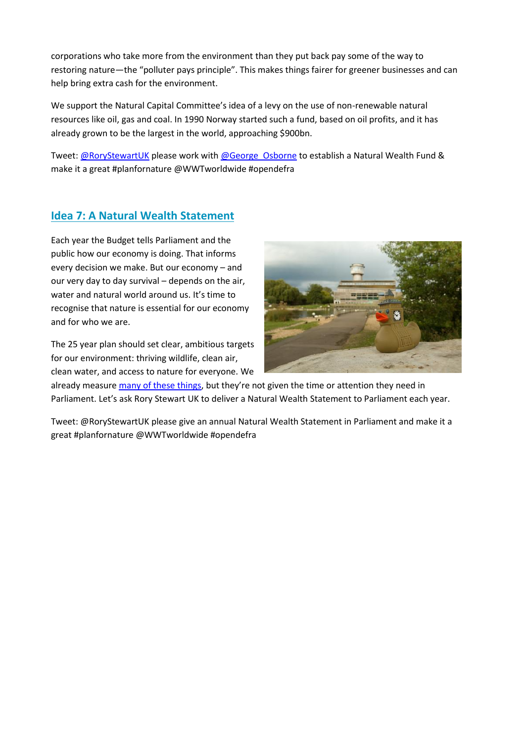corporations who take more from the environment than they put back pay some of the way to restoring nature—the "polluter pays principle". This makes things fairer for greener businesses and can help bring extra cash for the environment.

We support the Natural Capital Committee's idea of a levy on the use of non-renewable natural resources like oil, gas and coal. In 1990 Norway started such a fund, based on oil profits, and it has already grown to be the largest in the world, approaching $900bn.

Tweet: @RoryStewartUK please work with @George_Osborne to establish a Natural Wealth Fund & make it a great #planfornature @WWTworldwide #opendefra

## Idea 7: A Natural Wealth Statement

Each year the Budget tells Parliament and the public how our economy is doing. That informs every decision we make. But our economy – and our very day to day survival – depends on the air, water and natural world around us. It's time to recognise that nature is essential for our economy and for who we are.

The 25 year plan should set clear, ambitious targets for our environment: thriving wildlife, clean air, clean water, and access to nature for everyone. We already measure many of these things, but they're not given the time or attention they need in Parliament. Let's ask Rory Stewart UK to deliver a Natural Wealth Statement to Parliament each year.

Tweet: @RoryStewartUK please give an annual Natural Wealth Statement in Parliament and make it a great #planfornature @WWTworldwide #opendefra